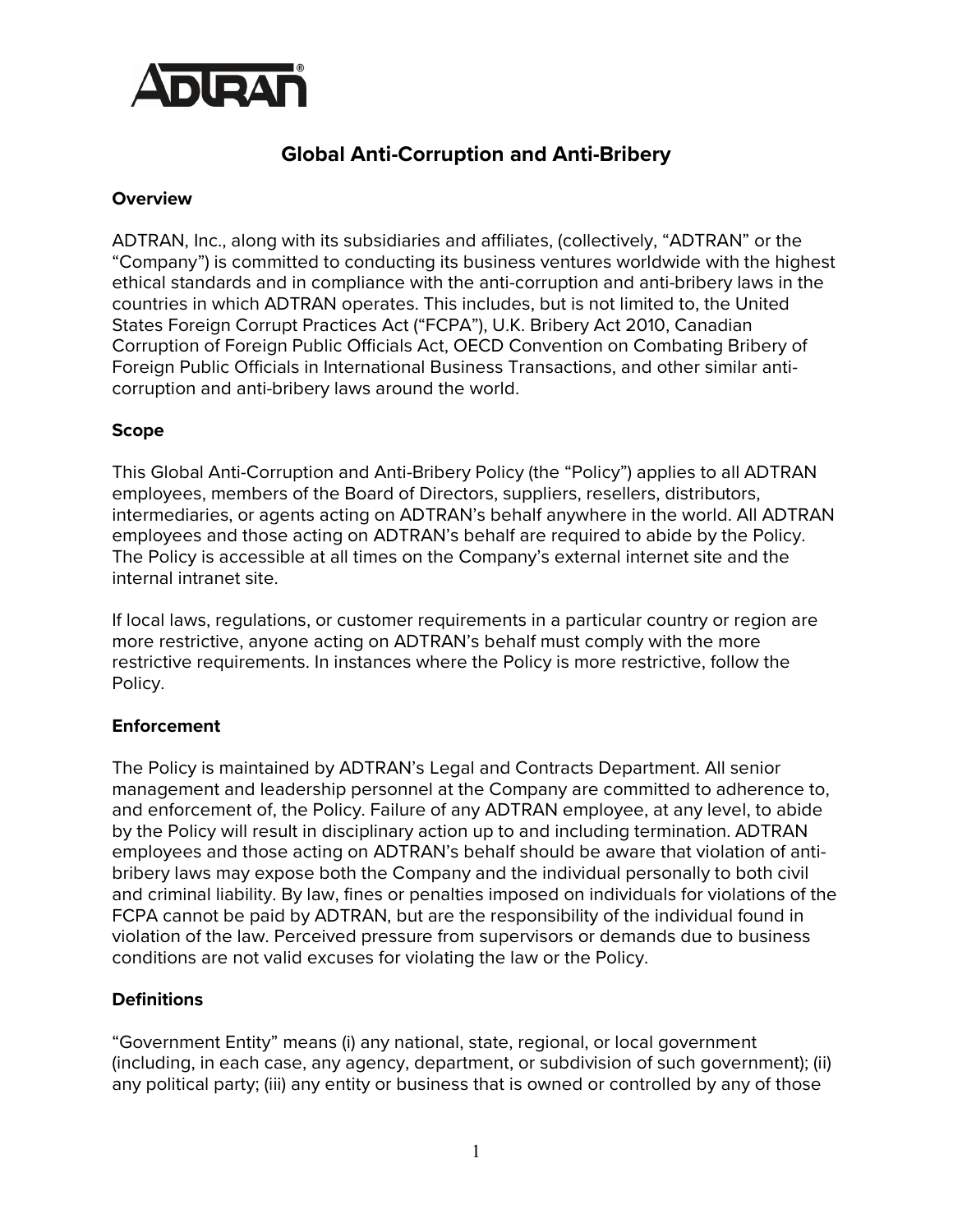# Global Anti-Corruption and Anti-Bribery

## Overview

ADTRAN, Inc., along with its subsidiaries and affiliates, (collectively, “ADTRAN” or the “Company”) is committed to conducting its business ventures worldwide with the highest ethical standards and in compliance with the anti-corruption and anti-bribery laws in the countries in which ADTRAN operates. This includes, but is not limited to, the United States Foreign Corrupt Practices Act (“FCPA”), U.K. Bribery Act 2010, Canadian Corruption of Foreign Public Officials Act, OECD Convention on Combating Bribery of Foreign Public Officials in International Business Transactions, and other similar anti-corruption and anti-bribery laws around the world.

## Scope

This Global Anti-Corruption and Anti-Bribery Policy (the “Policy”) applies to all ADTRAN employees, members of the Board of Directors, suppliers, resellers, distributors, intermediaries, or agents acting on ADTRAN’s behalf anywhere in the world. All ADTRAN employees and those acting on ADTRAN’s behalf are required to abide by the Policy. The Policy is accessible at all times on the Company’s external internet site and the internal intranet site.

If local laws, regulations, or customer requirements in a particular country or region are more restrictive, anyone acting on ADTRAN’s behalf must comply with the more restrictive requirements. In instances where the Policy is more restrictive, follow the Policy.

## Enforcement

The Policy is maintained by ADTRAN’s Legal and Contracts Department. All senior management and leadership personnel at the Company are committed to adherence to, and enforcement of, the Policy. Failure of any ADTRAN employee, at any level, to abide by the Policy will result in disciplinary action up to and including termination. ADTRAN employees and those acting on ADTRAN’s behalf should be aware that violation of anti-bribery laws may expose both the Company and the individual personally to both civil and criminal liability. By law, fines or penalties imposed on individuals for violations of the FCPA cannot be paid by ADTRAN, but are the responsibility of the individual found in violation of the law. Perceived pressure from supervisors or demands due to business conditions are not valid excuses for violating the law or the Policy.

## Definitions

“Government Entity” means (i) any national, state, regional, or local government (including, in each case, any agency, department, or subdivision of such government); (ii) any political party; (iii) any entity or business that is owned or controlled by any of those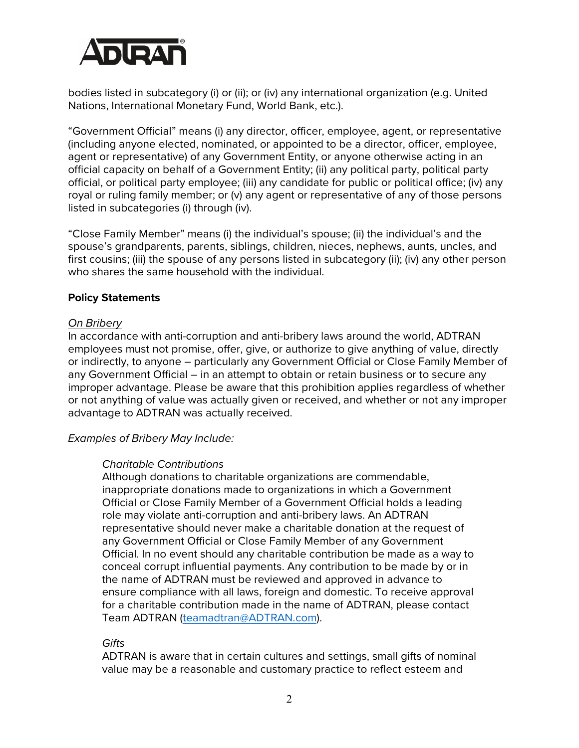bodies listed in subcategory (i) or (ii); or (iv) any international organization (e.g. United Nations, International Monetary Fund, World Bank, etc.).

"Government Official" means (i) any director, officer, employee, agent, or representative (including anyone elected, nominated, or appointed to be a director, officer, employee, agent or representative) of any Government Entity, or anyone otherwise acting in an official capacity on behalf of a Government Entity; (ii) any political party, political party official, or political party employee; (iii) any candidate for public or political office; (iv) any royal or ruling family member; or (v) any agent or representative of any of those persons listed in subcategories (i) through (iv).

"Close Family Member" means (i) the individual's spouse; (ii) the individual's and the spouse's grandparents, parents, siblings, children, nieces, nephews, aunts, uncles, and first cousins; (iii) the spouse of any persons listed in subcategory (ii); (iv) any other person who shares the same household with the individual.

**Policy Statements**

*On Bribery*
In accordance with anti-corruption and anti-bribery laws around the world, ADTRAN employees must not promise, offer, give, or authorize to give anything of value, directly or indirectly, to anyone – particularly any Government Official or Close Family Member of any Government Official – in an attempt to obtain or retain business or to secure any improper advantage. Please be aware that this prohibition applies regardless of whether or not anything of value was actually given or received, and whether or not any improper advantage to ADTRAN was actually received.

*Examples of Bribery May Include:*

*Charitable Contributions*
Although donations to charitable organizations are commendable, inappropriate donations made to organizations in which a Government Official or Close Family Member of a Government Official holds a leading role may violate anti-corruption and anti-bribery laws. An ADTRAN representative should never make a charitable donation at the request of any Government Official or Close Family Member of any Government Official. In no event should any charitable contribution be made as a way to conceal corrupt influential payments. Any contribution to be made by or in the name of ADTRAN must be reviewed and approved in advance to ensure compliance with all laws, foreign and domestic. To receive approval for a charitable contribution made in the name of ADTRAN, please contact Team ADTRAN (teamadtran@ADTRAN.com).

*Gifts*
ADTRAN is aware that in certain cultures and settings, small gifts of nominal value may be a reasonable and customary practice to reflect esteem and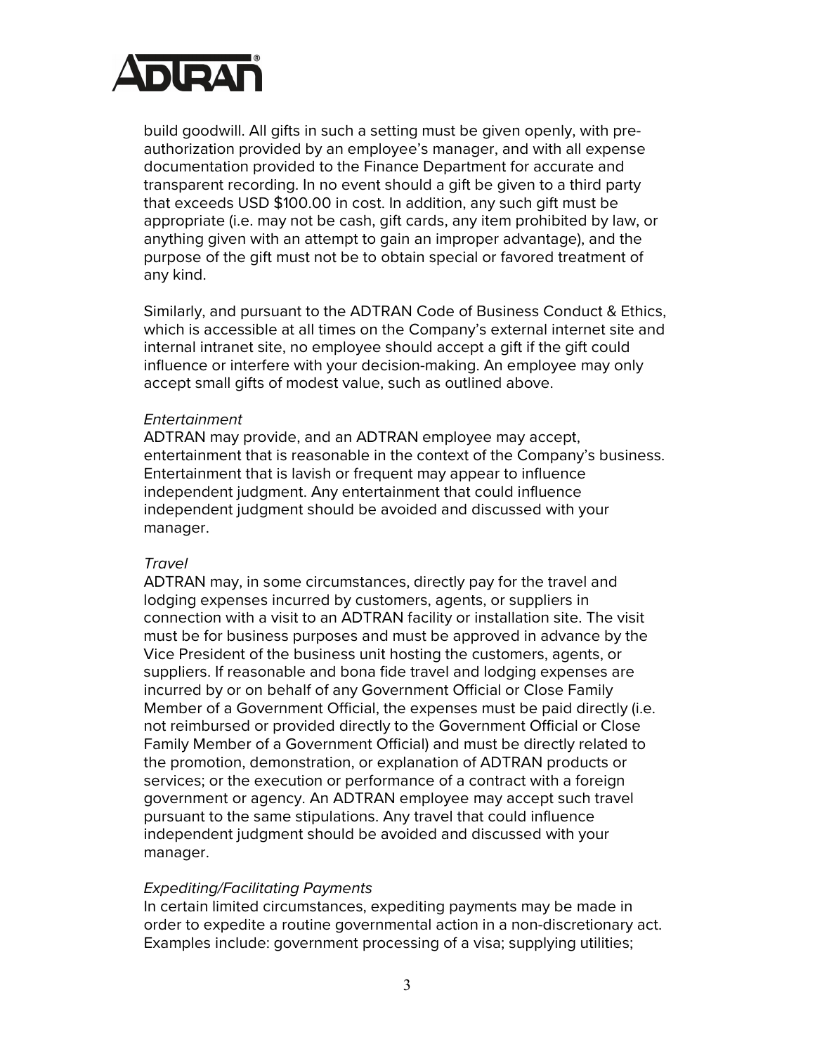build goodwill. All gifts in such a setting must be given openly, with pre-authorization provided by an employee's manager, and with all expense documentation provided to the Finance Department for accurate and transparent recording. In no event should a gift be given to a third party that exceeds USD $100.00 in cost. In addition, any such gift must be appropriate (i.e. may not be cash, gift cards, any item prohibited by law, or anything given with an attempt to gain an improper advantage), and the purpose of the gift must not be to obtain special or favored treatment of any kind.

Similarly, and pursuant to the ADTRAN Code of Business Conduct & Ethics, which is accessible at all times on the Company's external internet site and internal intranet site, no employee should accept a gift if the gift could influence or interfere with your decision-making. An employee may only accept small gifts of modest value, such as outlined above.

*Entertainment*

ADTRAN may provide, and an ADTRAN employee may accept, entertainment that is reasonable in the context of the Company's business. Entertainment that is lavish or frequent may appear to influence independent judgment. Any entertainment that could influence independent judgment should be avoided and discussed with your manager.

*Travel*

ADTRAN may, in some circumstances, directly pay for the travel and lodging expenses incurred by customers, agents, or suppliers in connection with a visit to an ADTRAN facility or installation site. The visit must be for business purposes and must be approved in advance by the Vice President of the business unit hosting the customers, agents, or suppliers. If reasonable and bona fide travel and lodging expenses are incurred by or on behalf of any Government Official or Close Family Member of a Government Official, the expenses must be paid directly (i.e. not reimbursed or provided directly to the Government Official or Close Family Member of a Government Official) and must be directly related to the promotion, demonstration, or explanation of ADTRAN products or services; or the execution or performance of a contract with a foreign government or agency. An ADTRAN employee may accept such travel pursuant to the same stipulations. Any travel that could influence independent judgment should be avoided and discussed with your manager.

*Expediting/Facilitating Payments*

In certain limited circumstances, expediting payments may be made in order to expedite a routine governmental action in a non-discretionary act. Examples include: government processing of a visa; supplying utilities;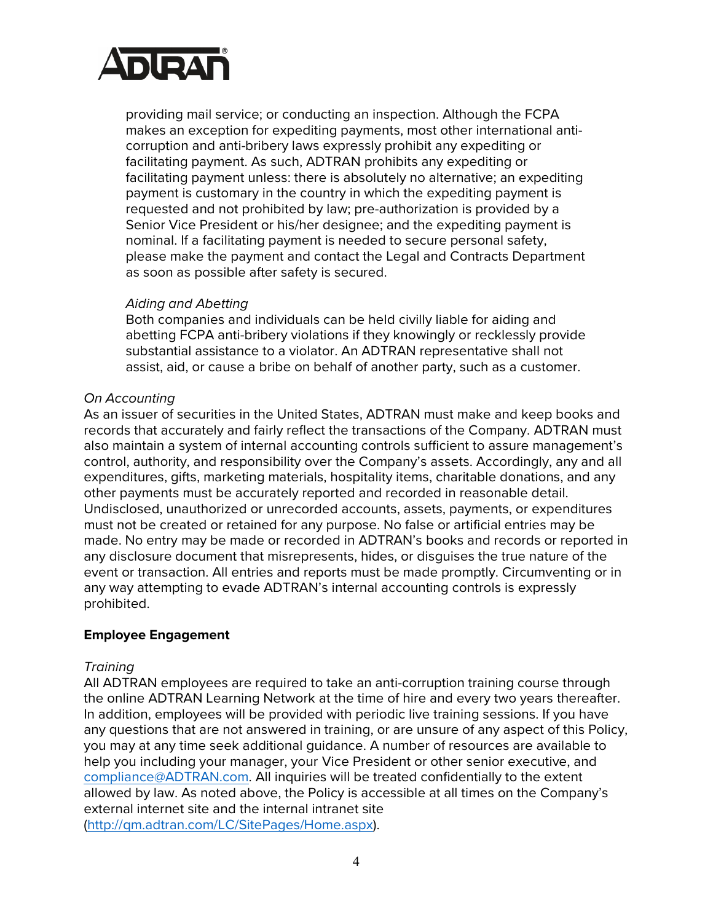providing mail service; or conducting an inspection. Although the FCPA makes an exception for expediting payments, most other international anti-corruption and anti-bribery laws expressly prohibit any expediting or facilitating payment. As such, ADTRAN prohibits any expediting or facilitating payment unless: there is absolutely no alternative; an expediting payment is customary in the country in which the expediting payment is requested and not prohibited by law; pre-authorization is provided by a Senior Vice President or his/her designee; and the expediting payment is nominal. If a facilitating payment is needed to secure personal safety, please make the payment and contact the Legal and Contracts Department as soon as possible after safety is secured.

*Aiding and Abetting*
Both companies and individuals can be held civilly liable for aiding and abetting FCPA anti-bribery violations if they knowingly or recklessly provide substantial assistance to a violator. An ADTRAN representative shall not assist, aid, or cause a bribe on behalf of another party, such as a customer.

*On Accounting*
As an issuer of securities in the United States, ADTRAN must make and keep books and records that accurately and fairly reflect the transactions of the Company. ADTRAN must also maintain a system of internal accounting controls sufficient to assure management's control, authority, and responsibility over the Company's assets. Accordingly, any and all expenditures, gifts, marketing materials, hospitality items, charitable donations, and any other payments must be accurately reported and recorded in reasonable detail. Undisclosed, unauthorized or unrecorded accounts, assets, payments, or expenditures must not be created or retained for any purpose. No false or artificial entries may be made. No entry may be made or recorded in ADTRAN's books and records or reported in any disclosure document that misrepresents, hides, or disguises the true nature of the event or transaction. All entries and reports must be made promptly. Circumventing or in any way attempting to evade ADTRAN's internal accounting controls is expressly prohibited.

**Employee Engagement**

*Training*
All ADTRAN employees are required to take an anti-corruption training course through the online ADTRAN Learning Network at the time of hire and every two years thereafter. In addition, employees will be provided with periodic live training sessions. If you have any questions that are not answered in training, or are unsure of any aspect of this Policy, you may at any time seek additional guidance. A number of resources are available to help you including your manager, your Vice President or other senior executive, and compliance@ADTRAN.com. All inquiries will be treated confidentially to the extent allowed by law. As noted above, the Policy is accessible at all times on the Company's external internet site and the internal intranet site (http://qm.adtran.com/LC/SitePages/Home.aspx).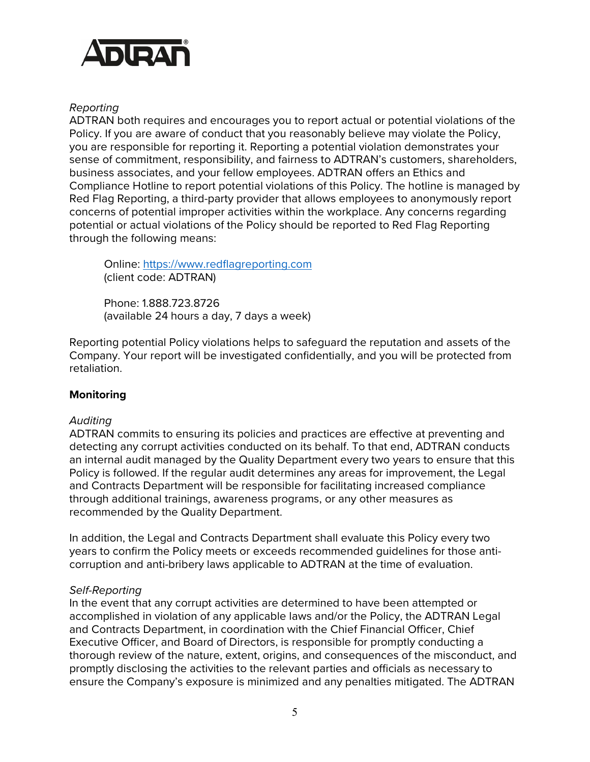*Reporting*
ADTRAN both requires and encourages you to report actual or potential violations of the Policy. If you are aware of conduct that you reasonably believe may violate the Policy, you are responsible for reporting it. Reporting a potential violation demonstrates your sense of commitment, responsibility, and fairness to ADTRAN's customers, shareholders, business associates, and your fellow employees. ADTRAN offers an Ethics and Compliance Hotline to report potential violations of this Policy. The hotline is managed by Red Flag Reporting, a third-party provider that allows employees to anonymously report concerns of potential improper activities within the workplace. Any concerns regarding potential or actual violations of the Policy should be reported to Red Flag Reporting through the following means:

> Online: [https://www.redflagreporting.com](https://www.redflagreporting.com)
> (client code: ADTRAN)
>
> Phone: 1.888.723.8726
> (available 24 hours a day, 7 days a week)

Reporting potential Policy violations helps to safeguard the reputation and assets of the Company. Your report will be investigated confidentially, and you will be protected from retaliation.

**Monitoring**

*Auditing*
ADTRAN commits to ensuring its policies and practices are effective at preventing and detecting any corrupt activities conducted on its behalf. To that end, ADTRAN conducts an internal audit managed by the Quality Department every two years to ensure that this Policy is followed. If the regular audit determines any areas for improvement, the Legal and Contracts Department will be responsible for facilitating increased compliance through additional trainings, awareness programs, or any other measures as recommended by the Quality Department.

In addition, the Legal and Contracts Department shall evaluate this Policy every two years to confirm the Policy meets or exceeds recommended guidelines for those anti-corruption and anti-bribery laws applicable to ADTRAN at the time of evaluation.

*Self-Reporting*
In the event that any corrupt activities are determined to have been attempted or accomplished in violation of any applicable laws and/or the Policy, the ADTRAN Legal and Contracts Department, in coordination with the Chief Financial Officer, Chief Executive Officer, and Board of Directors, is responsible for promptly conducting a thorough review of the nature, extent, origins, and consequences of the misconduct, and promptly disclosing the activities to the relevant parties and officials as necessary to ensure the Company's exposure is minimized and any penalties mitigated. The ADTRAN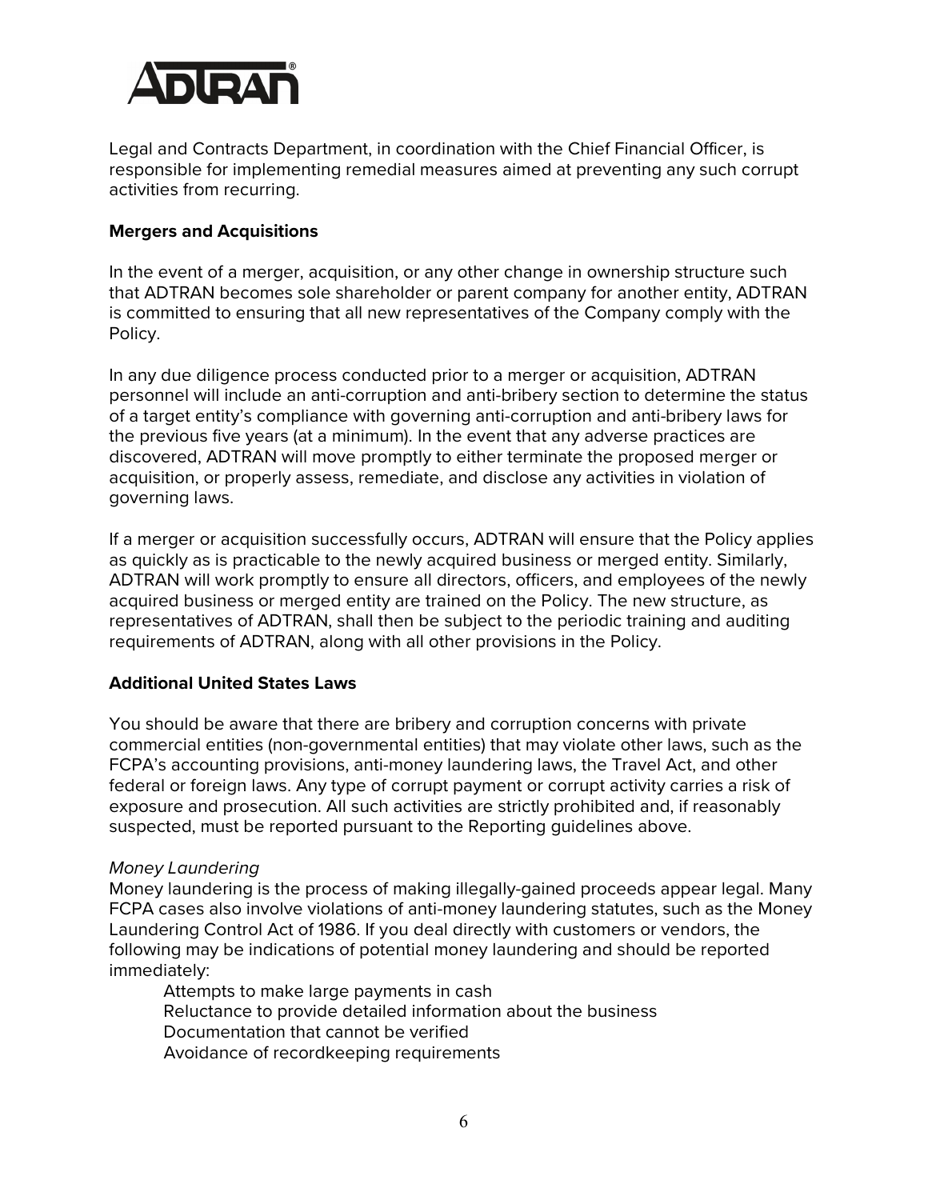Legal and Contracts Department, in coordination with the Chief Financial Officer, is responsible for implementing remedial measures aimed at preventing any such corrupt activities from recurring.

**Mergers and Acquisitions**

In the event of a merger, acquisition, or any other change in ownership structure such that ADTRAN becomes sole shareholder or parent company for another entity, ADTRAN is committed to ensuring that all new representatives of the Company comply with the Policy.

In any due diligence process conducted prior to a merger or acquisition, ADTRAN personnel will include an anti-corruption and anti-bribery section to determine the status of a target entity's compliance with governing anti-corruption and anti-bribery laws for the previous five years (at a minimum). In the event that any adverse practices are discovered, ADTRAN will move promptly to either terminate the proposed merger or acquisition, or properly assess, remediate, and disclose any activities in violation of governing laws.

If a merger or acquisition successfully occurs, ADTRAN will ensure that the Policy applies as quickly as is practicable to the newly acquired business or merged entity. Similarly, ADTRAN will work promptly to ensure all directors, officers, and employees of the newly acquired business or merged entity are trained on the Policy. The new structure, as representatives of ADTRAN, shall then be subject to the periodic training and auditing requirements of ADTRAN, along with all other provisions in the Policy.

**Additional United States Laws**

You should be aware that there are bribery and corruption concerns with private commercial entities (non-governmental entities) that may violate other laws, such as the FCPA's accounting provisions, anti-money laundering laws, the Travel Act, and other federal or foreign laws. Any type of corrupt payment or corrupt activity carries a risk of exposure and prosecution. All such activities are strictly prohibited and, if reasonably suspected, must be reported pursuant to the Reporting guidelines above.

*Money Laundering*

Money laundering is the process of making illegally-gained proceeds appear legal. Many FCPA cases also involve violations of anti-money laundering statutes, such as the Money Laundering Control Act of 1986. If you deal directly with customers or vendors, the following may be indications of potential money laundering and should be reported immediately:

- Attempts to make large payments in cash
- Reluctance to provide detailed information about the business
- Documentation that cannot be verified
- Avoidance of recordkeeping requirements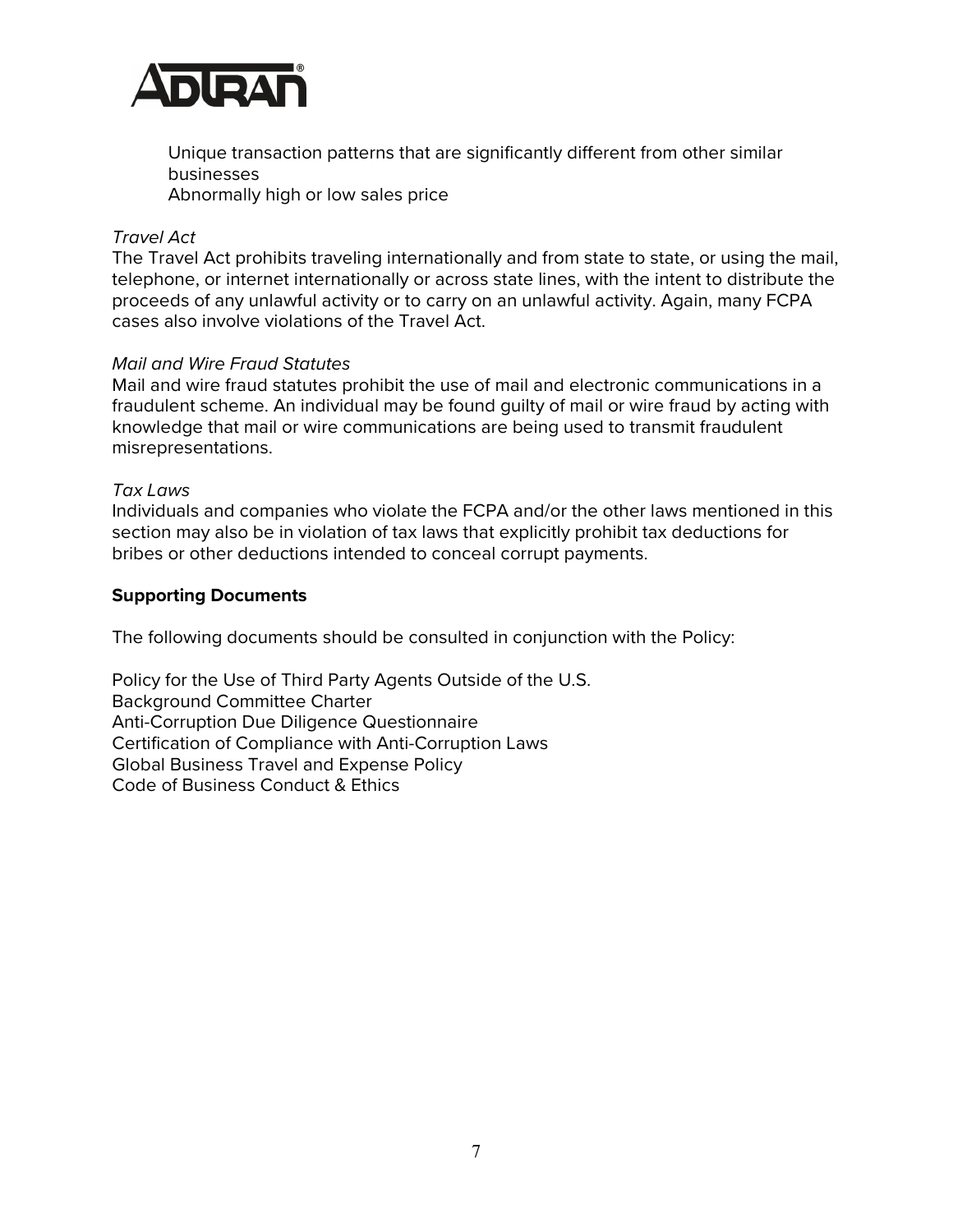Unique transaction patterns that are significantly different from other similar businesses
Abnormally high or low sales price

*Travel Act*
The Travel Act prohibits traveling internationally and from state to state, or using the mail, telephone, or internet internationally or across state lines, with the intent to distribute the proceeds of any unlawful activity or to carry on an unlawful activity. Again, many FCPA cases also involve violations of the Travel Act.

*Mail and Wire Fraud Statutes*
Mail and wire fraud statutes prohibit the use of mail and electronic communications in a fraudulent scheme. An individual may be found guilty of mail or wire fraud by acting with knowledge that mail or wire communications are being used to transmit fraudulent misrepresentations.

*Tax Laws*
Individuals and companies who violate the FCPA and/or the other laws mentioned in this section may also be in violation of tax laws that explicitly prohibit tax deductions for bribes or other deductions intended to conceal corrupt payments.

**Supporting Documents**

The following documents should be consulted in conjunction with the Policy:

Policy for the Use of Third Party Agents Outside of the U.S.
Background Committee Charter
Anti-Corruption Due Diligence Questionnaire
Certification of Compliance with Anti-Corruption Laws
Global Business Travel and Expense Policy
Code of Business Conduct & Ethics